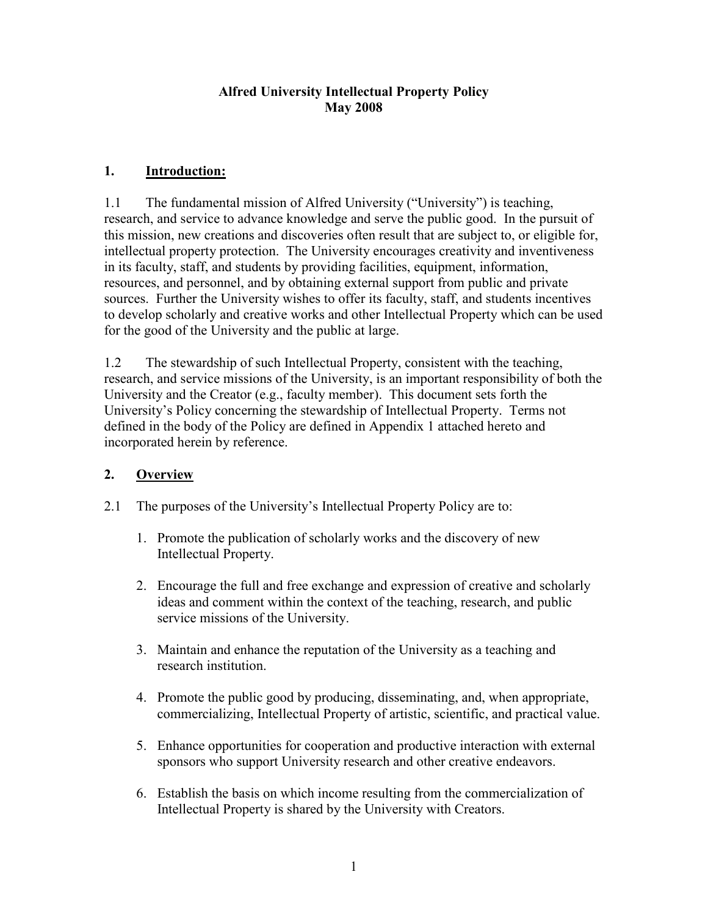# Alfred University Intellectual Property Policy
# May 2008

## 1. Introduction:

1.1 The fundamental mission of Alfred University ("University") is teaching, research, and service to advance knowledge and serve the public good. In the pursuit of this mission, new creations and discoveries often result that are subject to, or eligible for, intellectual property protection. The University encourages creativity and inventiveness in its faculty, staff, and students by providing facilities, equipment, information, resources, and personnel, and by obtaining external support from public and private sources. Further the University wishes to offer its faculty, staff, and students incentives to develop scholarly and creative works and other Intellectual Property which can be used for the good of the University and the public at large.

1.2 The stewardship of such Intellectual Property, consistent with the teaching, research, and service missions of the University, is an important responsibility of both the University and the Creator (e.g., faculty member). This document sets forth the University's Policy concerning the stewardship of Intellectual Property. Terms not defined in the body of the Policy are defined in Appendix 1 attached hereto and incorporated herein by reference.

## 2. Overview

2.1 The purposes of the University's Intellectual Property Policy are to:

1. Promote the publication of scholarly works and the discovery of new Intellectual Property.
2. Encourage the full and free exchange and expression of creative and scholarly ideas and comment within the context of the teaching, research, and public service missions of the University.
3. Maintain and enhance the reputation of the University as a teaching and research institution.
4. Promote the public good by producing, disseminating, and, when appropriate, commercializing, Intellectual Property of artistic, scientific, and practical value.
5. Enhance opportunities for cooperation and productive interaction with external sponsors who support University research and other creative endeavors.
6. Establish the basis on which income resulting from the commercialization of Intellectual Property is shared by the University with Creators.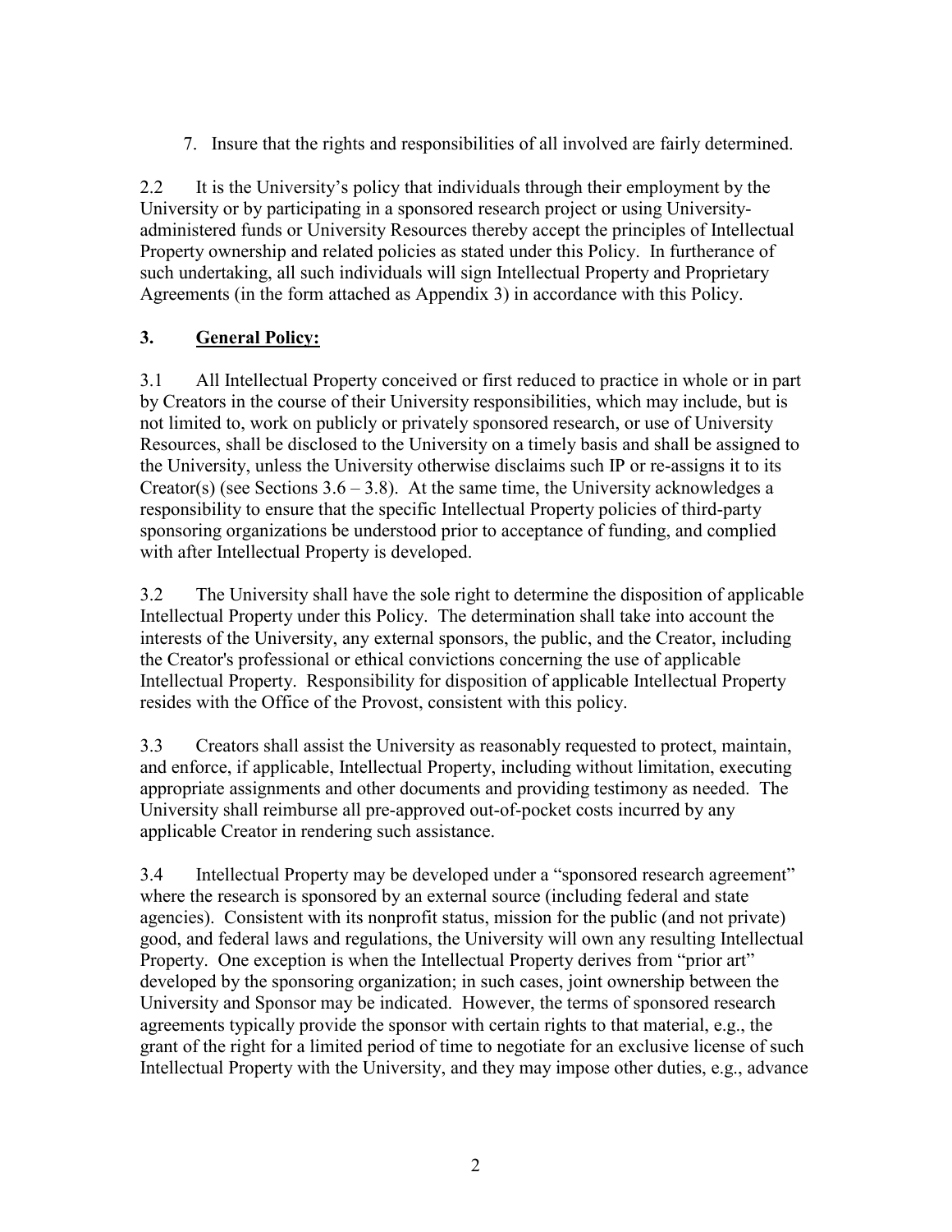7. Insure that the rights and responsibilities of all involved are fairly determined.

2.2 It is the University's policy that individuals through their employment by the University or by participating in a sponsored research project or using University-administered funds or University Resources thereby accept the principles of Intellectual Property ownership and related policies as stated under this Policy. In furtherance of such undertaking, all such individuals will sign Intellectual Property and Proprietary Agreements (in the form attached as Appendix 3) in accordance with this Policy.

## 3. General Policy:

3.1 All Intellectual Property conceived or first reduced to practice in whole or in part by Creators in the course of their University responsibilities, which may include, but is not limited to, work on publicly or privately sponsored research, or use of University Resources, shall be disclosed to the University on a timely basis and shall be assigned to the University, unless the University otherwise disclaims such IP or re-assigns it to its Creator(s) (see Sections 3.6 – 3.8). At the same time, the University acknowledges a responsibility to ensure that the specific Intellectual Property policies of third-party sponsoring organizations be understood prior to acceptance of funding, and complied with after Intellectual Property is developed.

3.2 The University shall have the sole right to determine the disposition of applicable Intellectual Property under this Policy. The determination shall take into account the interests of the University, any external sponsors, the public, and the Creator, including the Creator's professional or ethical convictions concerning the use of applicable Intellectual Property. Responsibility for disposition of applicable Intellectual Property resides with the Office of the Provost, consistent with this policy.

3.3 Creators shall assist the University as reasonably requested to protect, maintain, and enforce, if applicable, Intellectual Property, including without limitation, executing appropriate assignments and other documents and providing testimony as needed. The University shall reimburse all pre-approved out-of-pocket costs incurred by any applicable Creator in rendering such assistance.

3.4 Intellectual Property may be developed under a "sponsored research agreement" where the research is sponsored by an external source (including federal and state agencies). Consistent with its nonprofit status, mission for the public (and not private) good, and federal laws and regulations, the University will own any resulting Intellectual Property. One exception is when the Intellectual Property derives from "prior art" developed by the sponsoring organization; in such cases, joint ownership between the University and Sponsor may be indicated. However, the terms of sponsored research agreements typically provide the sponsor with certain rights to that material, e.g., the grant of the right for a limited period of time to negotiate for an exclusive license of such Intellectual Property with the University, and they may impose other duties, e.g., advance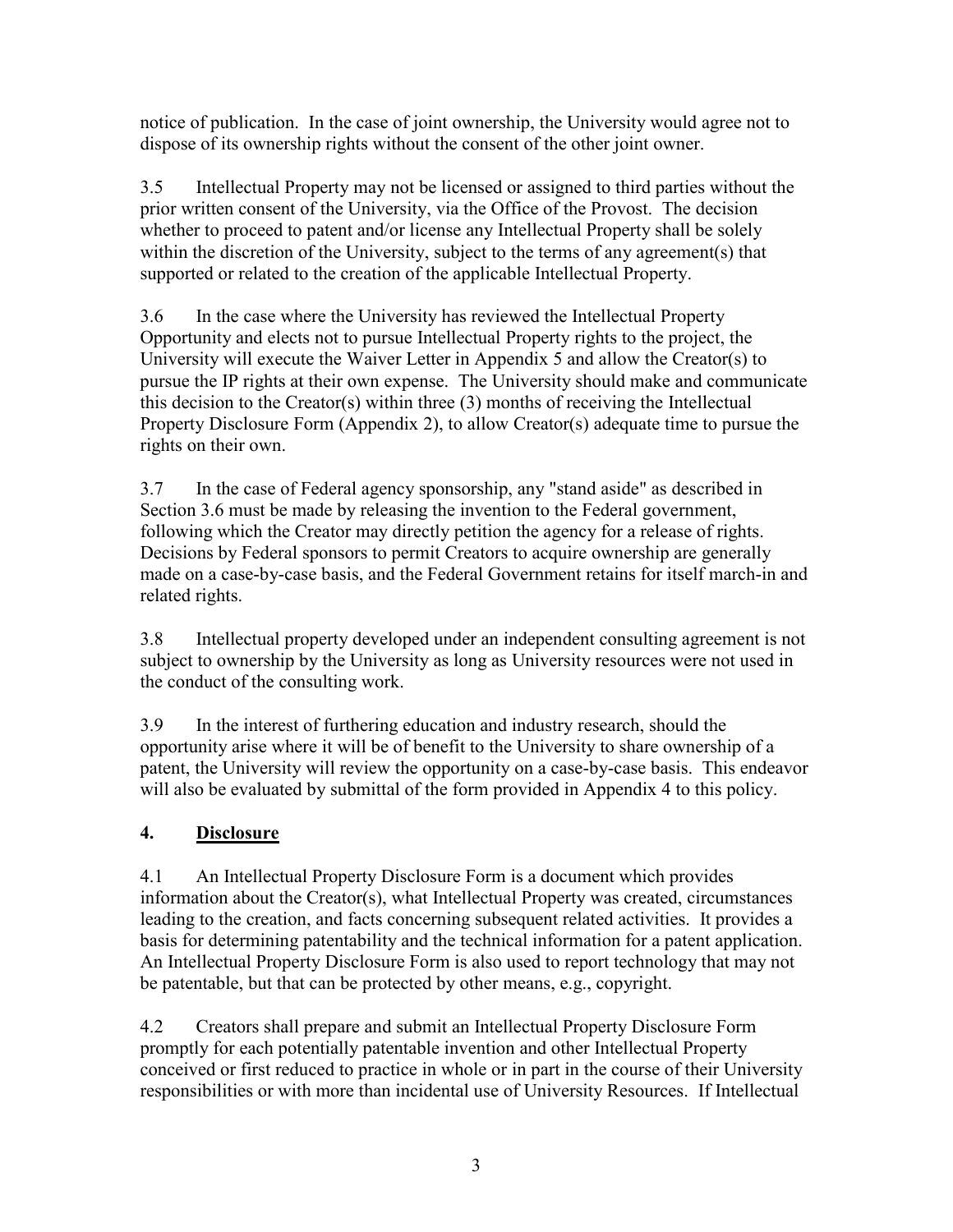notice of publication. In the case of joint ownership, the University would agree not to dispose of its ownership rights without the consent of the other joint owner.

3.5 Intellectual Property may not be licensed or assigned to third parties without the prior written consent of the University, via the Office of the Provost. The decision whether to proceed to patent and/or license any Intellectual Property shall be solely within the discretion of the University, subject to the terms of any agreement(s) that supported or related to the creation of the applicable Intellectual Property.

3.6 In the case where the University has reviewed the Intellectual Property Opportunity and elects not to pursue Intellectual Property rights to the project, the University will execute the Waiver Letter in Appendix 5 and allow the Creator(s) to pursue the IP rights at their own expense. The University should make and communicate this decision to the Creator(s) within three (3) months of receiving the Intellectual Property Disclosure Form (Appendix 2), to allow Creator(s) adequate time to pursue the rights on their own.

3.7 In the case of Federal agency sponsorship, any "stand aside" as described in Section 3.6 must be made by releasing the invention to the Federal government, following which the Creator may directly petition the agency for a release of rights. Decisions by Federal sponsors to permit Creators to acquire ownership are generally made on a case-by-case basis, and the Federal Government retains for itself march-in and related rights.

3.8 Intellectual property developed under an independent consulting agreement is not subject to ownership by the University as long as University resources were not used in the conduct of the consulting work.

3.9 In the interest of furthering education and industry research, should the opportunity arise where it will be of benefit to the University to share ownership of a patent, the University will review the opportunity on a case-by-case basis. This endeavor will also be evaluated by submittal of the form provided in Appendix 4 to this policy.

## 4. Disclosure

4.1 An Intellectual Property Disclosure Form is a document which provides information about the Creator(s), what Intellectual Property was created, circumstances leading to the creation, and facts concerning subsequent related activities. It provides a basis for determining patentability and the technical information for a patent application. An Intellectual Property Disclosure Form is also used to report technology that may not be patentable, but that can be protected by other means, e.g., copyright.

4.2 Creators shall prepare and submit an Intellectual Property Disclosure Form promptly for each potentially patentable invention and other Intellectual Property conceived or first reduced to practice in whole or in part in the course of their University responsibilities or with more than incidental use of University Resources. If Intellectual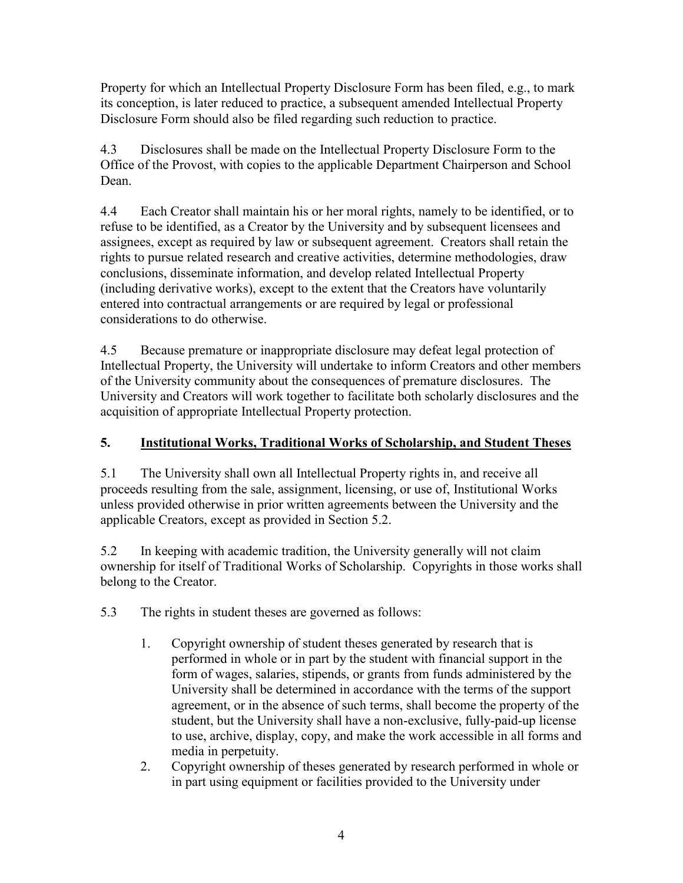Property for which an Intellectual Property Disclosure Form has been filed, e.g., to mark its conception, is later reduced to practice, a subsequent amended Intellectual Property Disclosure Form should also be filed regarding such reduction to practice.

4.3 Disclosures shall be made on the Intellectual Property Disclosure Form to the Office of the Provost, with copies to the applicable Department Chairperson and School Dean.

4.4 Each Creator shall maintain his or her moral rights, namely to be identified, or to refuse to be identified, as a Creator by the University and by subsequent licensees and assignees, except as required by law or subsequent agreement. Creators shall retain the rights to pursue related research and creative activities, determine methodologies, draw conclusions, disseminate information, and develop related Intellectual Property (including derivative works), except to the extent that the Creators have voluntarily entered into contractual arrangements or are required by legal or professional considerations to do otherwise.

4.5 Because premature or inappropriate disclosure may defeat legal protection of Intellectual Property, the University will undertake to inform Creators and other members of the University community about the consequences of premature disclosures. The University and Creators will work together to facilitate both scholarly disclosures and the acquisition of appropriate Intellectual Property protection.

## 5. Institutional Works, Traditional Works of Scholarship, and Student Theses

5.1 The University shall own all Intellectual Property rights in, and receive all proceeds resulting from the sale, assignment, licensing, or use of, Institutional Works unless provided otherwise in prior written agreements between the University and the applicable Creators, except as provided in Section 5.2.

5.2 In keeping with academic tradition, the University generally will not claim ownership for itself of Traditional Works of Scholarship. Copyrights in those works shall belong to the Creator.

5.3 The rights in student theses are governed as follows:

1. Copyright ownership of student theses generated by research that is performed in whole or in part by the student with financial support in the form of wages, salaries, stipends, or grants from funds administered by the University shall be determined in accordance with the terms of the support agreement, or in the absence of such terms, shall become the property of the student, but the University shall have a non-exclusive, fully-paid-up license to use, archive, display, copy, and make the work accessible in all forms and media in perpetuity.
2. Copyright ownership of theses generated by research performed in whole or in part using equipment or facilities provided to the University under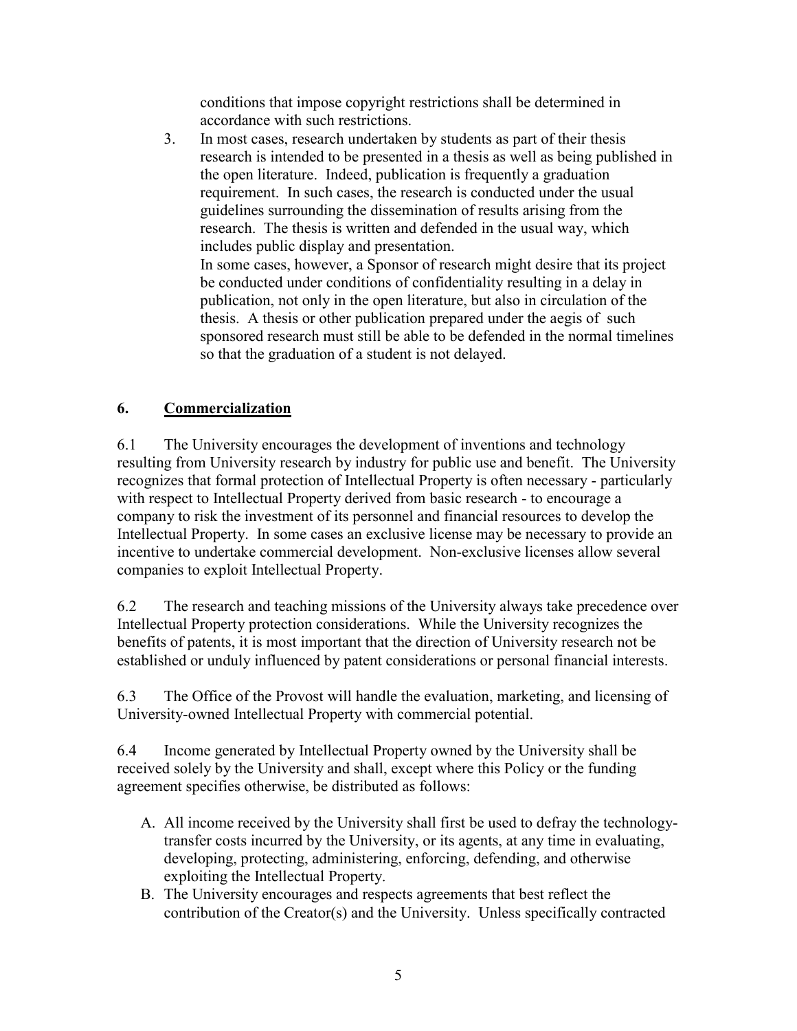conditions that impose copyright restrictions shall be determined in accordance with such restrictions.

3. In most cases, research undertaken by students as part of their thesis research is intended to be presented in a thesis as well as being published in the open literature. Indeed, publication is frequently a graduation requirement. In such cases, the research is conducted under the usual guidelines surrounding the dissemination of results arising from the research. The thesis is written and defended in the usual way, which includes public display and presentation.
   In some cases, however, a Sponsor of research might desire that its project be conducted under conditions of confidentiality resulting in a delay in publication, not only in the open literature, but also in circulation of the thesis. A thesis or other publication prepared under the aegis of such sponsored research must still be able to be defended in the normal timelines so that the graduation of a student is not delayed.

## 6. Commercialization

6.1 The University encourages the development of inventions and technology resulting from University research by industry for public use and benefit. The University recognizes that formal protection of Intellectual Property is often necessary - particularly with respect to Intellectual Property derived from basic research - to encourage a company to risk the investment of its personnel and financial resources to develop the Intellectual Property. In some cases an exclusive license may be necessary to provide an incentive to undertake commercial development. Non-exclusive licenses allow several companies to exploit Intellectual Property.

6.2 The research and teaching missions of the University always take precedence over Intellectual Property protection considerations. While the University recognizes the benefits of patents, it is most important that the direction of University research not be established or unduly influenced by patent considerations or personal financial interests.

6.3 The Office of the Provost will handle the evaluation, marketing, and licensing of University-owned Intellectual Property with commercial potential.

6.4 Income generated by Intellectual Property owned by the University shall be received solely by the University and shall, except where this Policy or the funding agreement specifies otherwise, be distributed as follows:

A. All income received by the University shall first be used to defray the technology-transfer costs incurred by the University, or its agents, at any time in evaluating, developing, protecting, administering, enforcing, defending, and otherwise exploiting the Intellectual Property.
B. The University encourages and respects agreements that best reflect the contribution of the Creator(s) and the University. Unless specifically contracted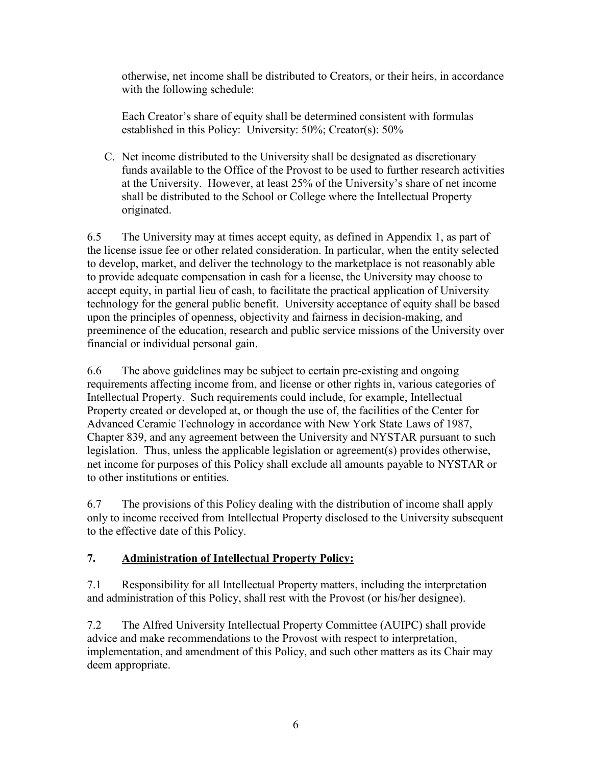otherwise, net income shall be distributed to Creators, or their heirs, in accordance with the following schedule:

Each Creator's share of equity shall be determined consistent with formulas established in this Policy: University: 50%; Creator(s): 50%

C. Net income distributed to the University shall be designated as discretionary funds available to the Office of the Provost to be used to further research activities at the University. However, at least 25% of the University's share of net income shall be distributed to the School or College where the Intellectual Property originated.

6.5 The University may at times accept equity, as defined in Appendix 1, as part of the license issue fee or other related consideration. In particular, when the entity selected to develop, market, and deliver the technology to the marketplace is not reasonably able to provide adequate compensation in cash for a license, the University may choose to accept equity, in partial lieu of cash, to facilitate the practical application of University technology for the general public benefit. University acceptance of equity shall be based upon the principles of openness, objectivity and fairness in decision-making, and preeminence of the education, research and public service missions of the University over financial or individual personal gain.

6.6 The above guidelines may be subject to certain pre-existing and ongoing requirements affecting income from, and license or other rights in, various categories of Intellectual Property. Such requirements could include, for example, Intellectual Property created or developed at, or though the use of, the facilities of the Center for Advanced Ceramic Technology in accordance with New York State Laws of 1987, Chapter 839, and any agreement between the University and NYSTAR pursuant to such legislation. Thus, unless the applicable legislation or agreement(s) provides otherwise, net income for purposes of this Policy shall exclude all amounts payable to NYSTAR or to other institutions or entities.

6.7 The provisions of this Policy dealing with the distribution of income shall apply only to income received from Intellectual Property disclosed to the University subsequent to the effective date of this Policy.

## 7. Administration of Intellectual Property Policy:

7.1 Responsibility for all Intellectual Property matters, including the interpretation and administration of this Policy, shall rest with the Provost (or his/her designee).

7.2 The Alfred University Intellectual Property Committee (AUIPC) shall provide advice and make recommendations to the Provost with respect to interpretation, implementation, and amendment of this Policy, and such other matters as its Chair may deem appropriate.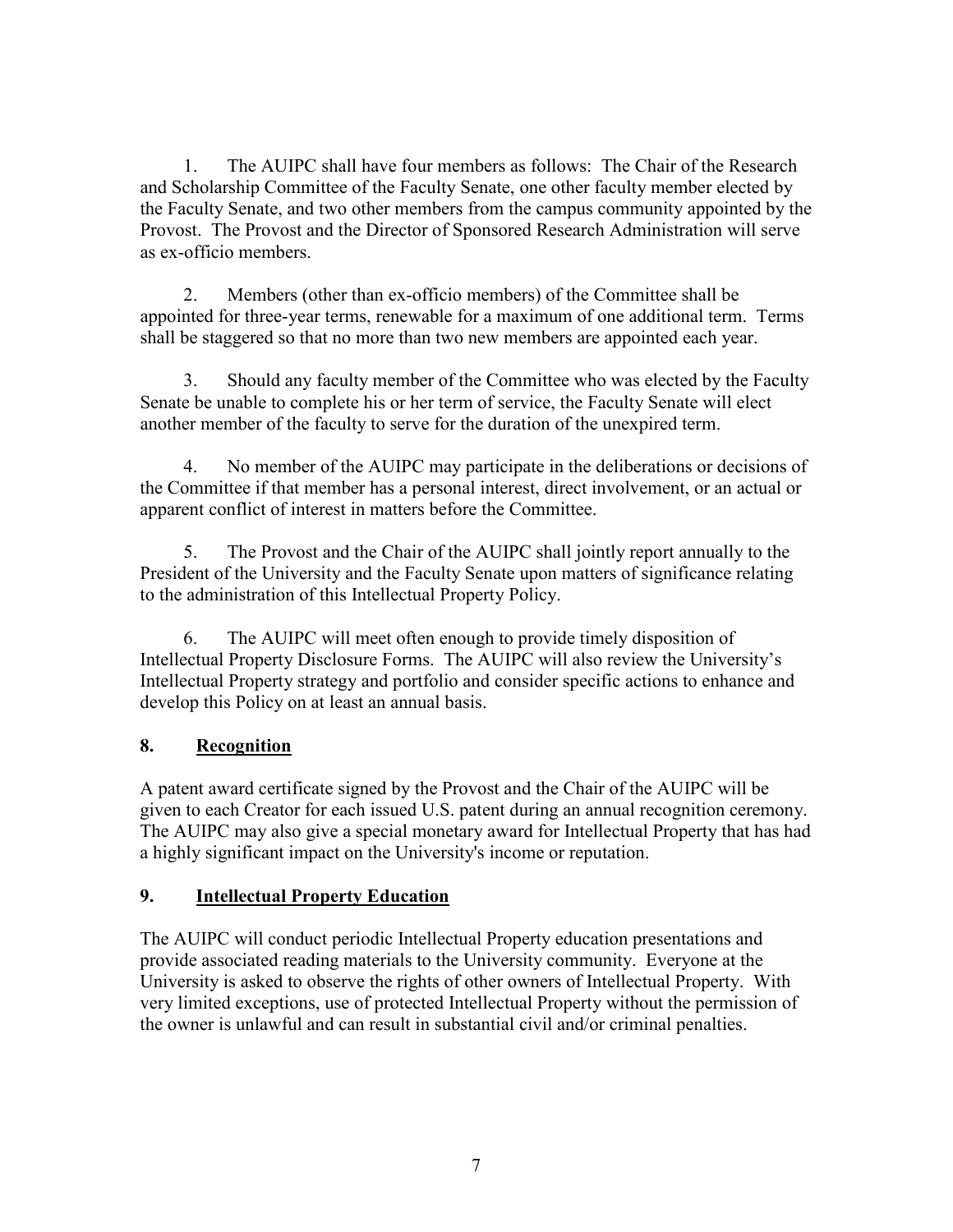1. The AUIPC shall have four members as follows: The Chair of the Research and Scholarship Committee of the Faculty Senate, one other faculty member elected by the Faculty Senate, and two other members from the campus community appointed by the Provost. The Provost and the Director of Sponsored Research Administration will serve as ex-officio members.

2. Members (other than ex-officio members) of the Committee shall be appointed for three-year terms, renewable for a maximum of one additional term. Terms shall be staggered so that no more than two new members are appointed each year.

3. Should any faculty member of the Committee who was elected by the Faculty Senate be unable to complete his or her term of service, the Faculty Senate will elect another member of the faculty to serve for the duration of the unexpired term.

4. No member of the AUIPC may participate in the deliberations or decisions of the Committee if that member has a personal interest, direct involvement, or an actual or apparent conflict of interest in matters before the Committee.

5. The Provost and the Chair of the AUIPC shall jointly report annually to the President of the University and the Faculty Senate upon matters of significance relating to the administration of this Intellectual Property Policy.

6. The AUIPC will meet often enough to provide timely disposition of Intellectual Property Disclosure Forms. The AUIPC will also review the University's Intellectual Property strategy and portfolio and consider specific actions to enhance and develop this Policy on at least an annual basis.

## 8. Recognition

A patent award certificate signed by the Provost and the Chair of the AUIPC will be given to each Creator for each issued U.S. patent during an annual recognition ceremony. The AUIPC may also give a special monetary award for Intellectual Property that has had a highly significant impact on the University's income or reputation.

## 9. Intellectual Property Education

The AUIPC will conduct periodic Intellectual Property education presentations and provide associated reading materials to the University community. Everyone at the University is asked to observe the rights of other owners of Intellectual Property. With very limited exceptions, use of protected Intellectual Property without the permission of the owner is unlawful and can result in substantial civil and/or criminal penalties.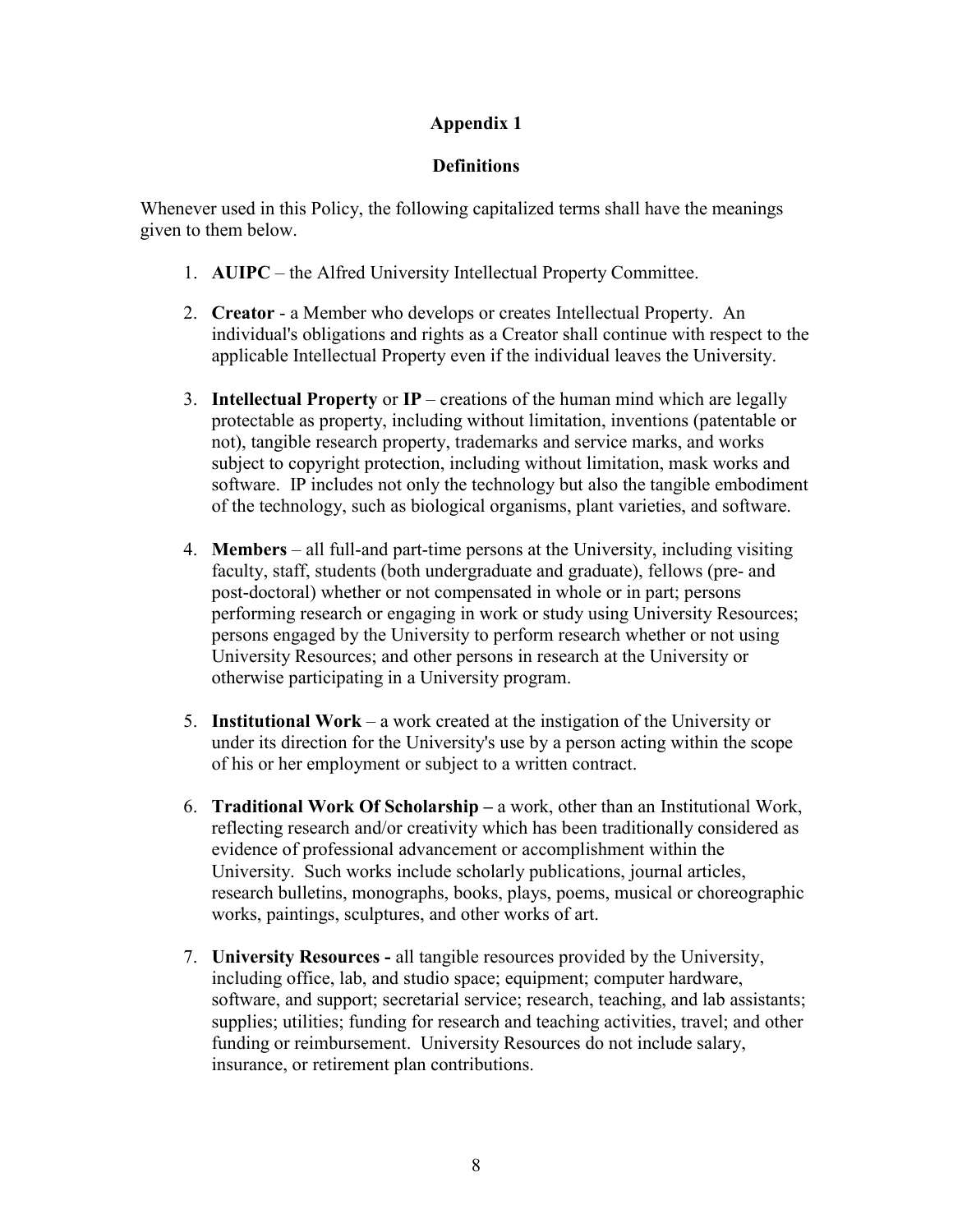## Appendix 1

### Definitions

Whenever used in this Policy, the following capitalized terms shall have the meanings given to them below.

1. **AUIPC** – the Alfred University Intellectual Property Committee.

2. **Creator** - a Member who develops or creates Intellectual Property. An individual's obligations and rights as a Creator shall continue with respect to the applicable Intellectual Property even if the individual leaves the University.

3. **Intellectual Property** or **IP** – creations of the human mind which are legally protectable as property, including without limitation, inventions (patentable or not), tangible research property, trademarks and service marks, and works subject to copyright protection, including without limitation, mask works and software. IP includes not only the technology but also the tangible embodiment of the technology, such as biological organisms, plant varieties, and software.

4. **Members** – all full-and part-time persons at the University, including visiting faculty, staff, students (both undergraduate and graduate), fellows (pre- and post-doctoral) whether or not compensated in whole or in part; persons performing research or engaging in work or study using University Resources; persons engaged by the University to perform research whether or not using University Resources; and other persons in research at the University or otherwise participating in a University program.

5. **Institutional Work** – a work created at the instigation of the University or under its direction for the University's use by a person acting within the scope of his or her employment or subject to a written contract.

6. **Traditional Work Of Scholarship –** a work, other than an Institutional Work, reflecting research and/or creativity which has been traditionally considered as evidence of professional advancement or accomplishment within the University. Such works include scholarly publications, journal articles, research bulletins, monographs, books, plays, poems, musical or choreographic works, paintings, sculptures, and other works of art.

7. **University Resources -** all tangible resources provided by the University, including office, lab, and studio space; equipment; computer hardware, software, and support; secretarial service; research, teaching, and lab assistants; supplies; utilities; funding for research and teaching activities, travel; and other funding or reimbursement. University Resources do not include salary, insurance, or retirement plan contributions.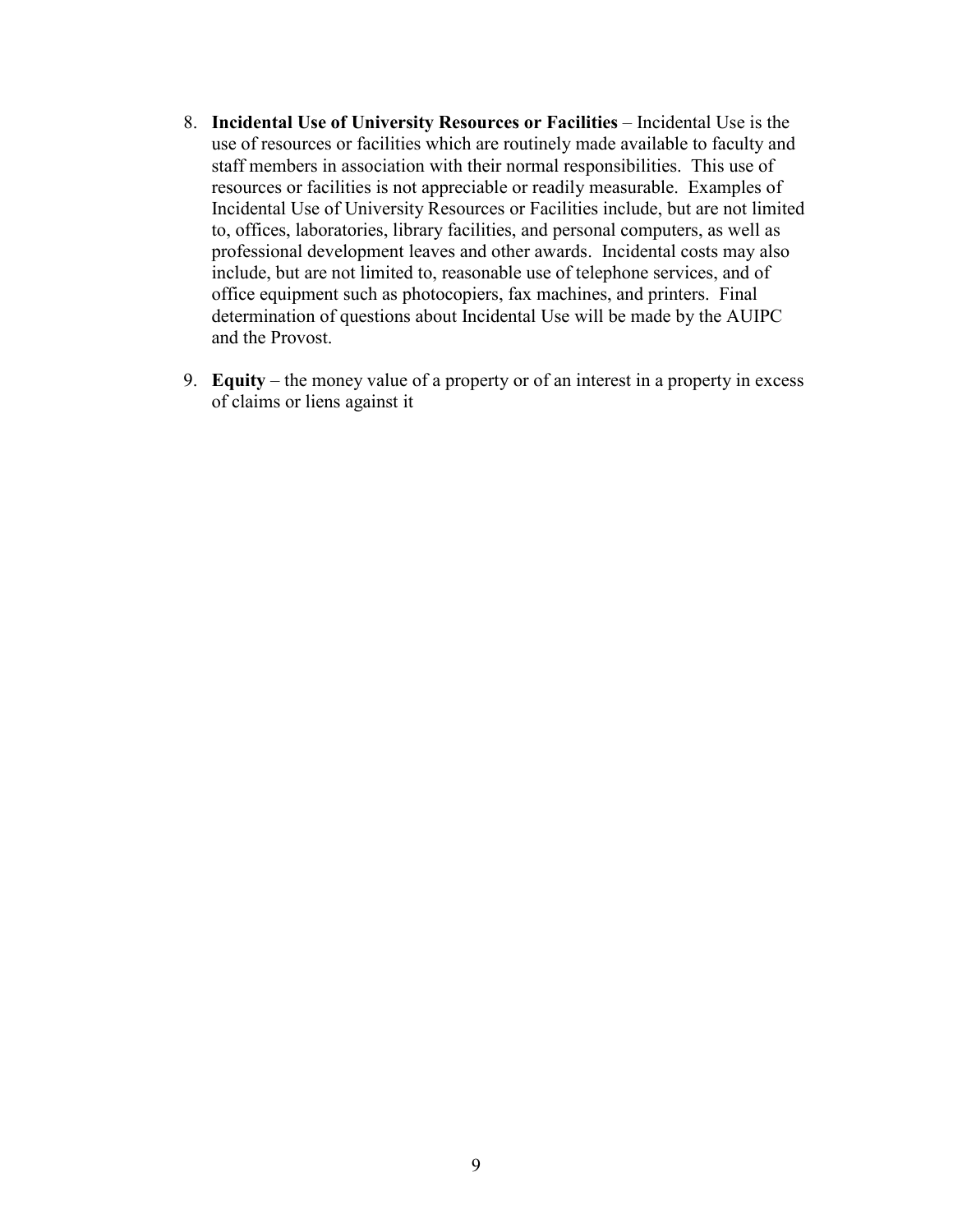8. **Incidental Use of University Resources or Facilities** – Incidental Use is the use of resources or facilities which are routinely made available to faculty and staff members in association with their normal responsibilities. This use of resources or facilities is not appreciable or readily measurable. Examples of Incidental Use of University Resources or Facilities include, but are not limited to, offices, laboratories, library facilities, and personal computers, as well as professional development leaves and other awards. Incidental costs may also include, but are not limited to, reasonable use of telephone services, and of office equipment such as photocopiers, fax machines, and printers. Final determination of questions about Incidental Use will be made by the AUIPC and the Provost.

9. **Equity** – the money value of a property or of an interest in a property in excess of claims or liens against it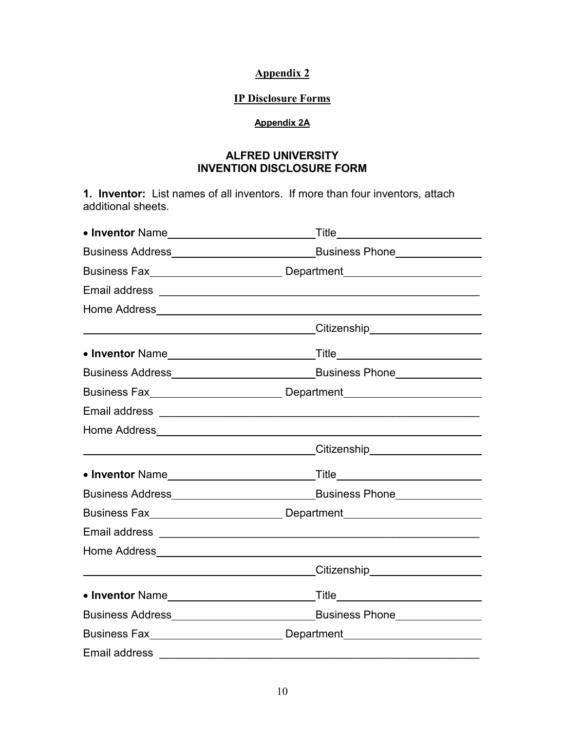## Appendix 2

## IP Disclosure Forms

### Appendix 2A

# ALFRED UNIVERSITY
# INVENTION DISCLOSURE FORM

**1. Inventor:** List names of all inventors. If more than four inventors, attach additional sheets.

- **Inventor** Name________________________Title________________________
Business Address________________________Business Phone______________
Business Fax______________________ Department______________________
Email address ____________________________________________________
Home Address______________________________________________________
_____________________________________Citizenship__________________

- **Inventor** Name________________________Title________________________
Business Address________________________Business Phone______________
Business Fax______________________ Department______________________
Email address ____________________________________________________
Home Address______________________________________________________
_____________________________________Citizenship__________________

- **Inventor** Name________________________Title________________________
Business Address________________________Business Phone______________
Business Fax______________________ Department______________________
Email address ____________________________________________________
Home Address______________________________________________________
_____________________________________Citizenship__________________

- **Inventor** Name________________________Title________________________
Business Address________________________Business Phone______________
Business Fax______________________ Department______________________
Email address ____________________________________________________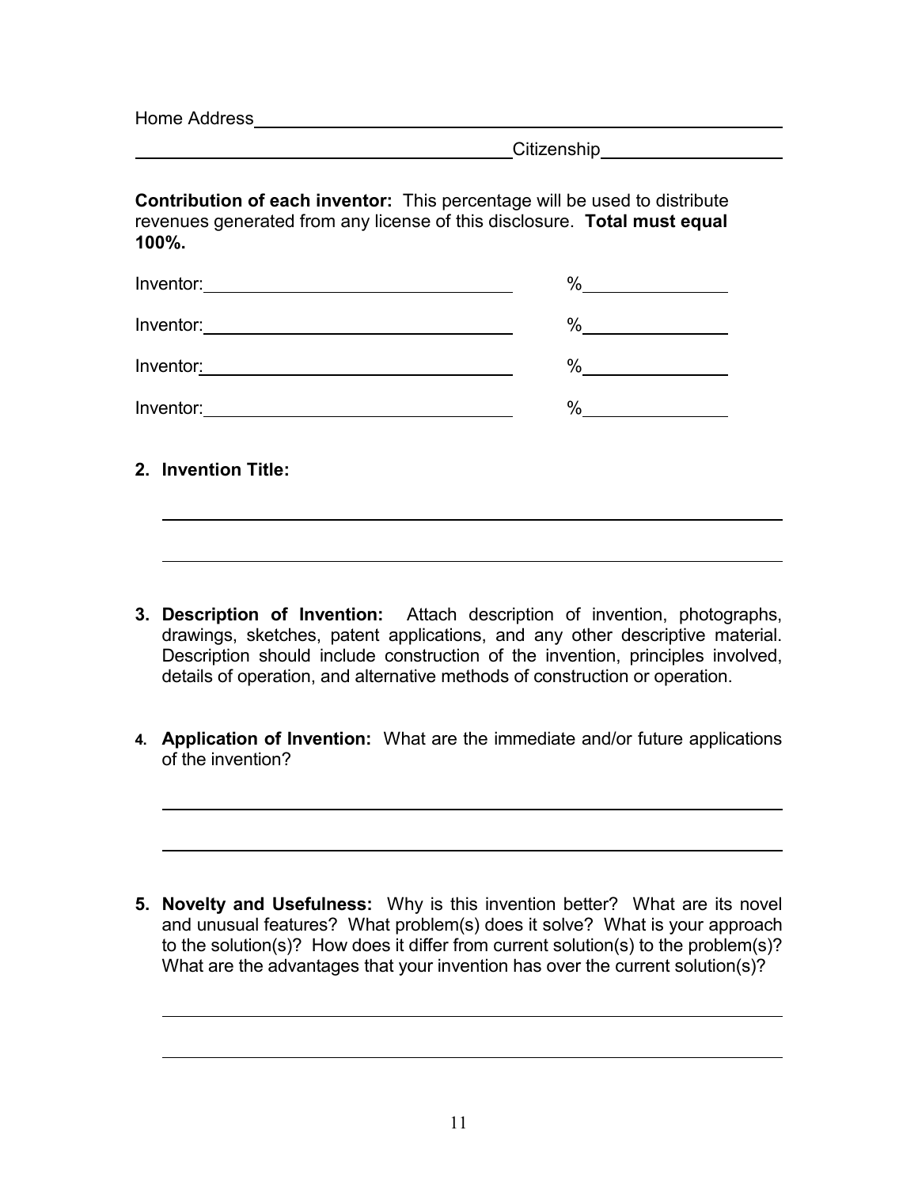Home Address\_\_\_\_\_\_\_\_\_\_\_\_\_\_\_\_\_\_\_\_\_\_\_\_\_\_\_\_\_\_\_\_\_\_\_\_\_\_\_\_\_\_\_\_\_\_\_\_

\_\_\_\_\_\_\_\_\_\_\_\_\_\_\_\_\_\_\_\_\_\_\_\_\_\_\_\_\_\_\_\_\_\_\_\_Citizenship\_\_\_\_\_\_\_\_\_\_\_\_\_\_\_\_\_\_

**Contribution of each inventor:** This percentage will be used to distribute revenues generated from any license of this disclosure. **Total must equal 100%.**

Inventor:\_\_\_\_\_\_\_\_\_\_\_\_\_\_\_\_\_\_\_\_\_\_\_\_\_\_\_\_\_\_\_\_ %\_\_\_\_\_\_\_\_\_\_\_\_\_\_

Inventor:\_\_\_\_\_\_\_\_\_\_\_\_\_\_\_\_\_\_\_\_\_\_\_\_\_\_\_\_\_\_\_\_ %\_\_\_\_\_\_\_\_\_\_\_\_\_\_

Inventor:\_\_\_\_\_\_\_\_\_\_\_\_\_\_\_\_\_\_\_\_\_\_\_\_\_\_\_\_\_\_\_\_ %\_\_\_\_\_\_\_\_\_\_\_\_\_\_

Inventor:\_\_\_\_\_\_\_\_\_\_\_\_\_\_\_\_\_\_\_\_\_\_\_\_\_\_\_\_\_\_\_\_ %\_\_\_\_\_\_\_\_\_\_\_\_\_\_

2. **Invention Title:**

   \_\_\_\_\_\_\_\_\_\_\_\_\_\_\_\_\_\_\_\_\_\_\_\_\_\_\_\_\_\_\_\_\_\_\_\_\_\_\_\_\_\_\_\_\_\_\_\_\_\_\_\_\_\_\_\_\_\_\_\_

   \_\_\_\_\_\_\_\_\_\_\_\_\_\_\_\_\_\_\_\_\_\_\_\_\_\_\_\_\_\_\_\_\_\_\_\_\_\_\_\_\_\_\_\_\_\_\_\_\_\_\_\_\_\_\_\_\_\_\_\_

3. **Description of Invention:** Attach description of invention, photographs, drawings, sketches, patent applications, and any other descriptive material. Description should include construction of the invention, principles involved, details of operation, and alternative methods of construction or operation.

4. **Application of Invention:** What are the immediate and/or future applications of the invention?

   \_\_\_\_\_\_\_\_\_\_\_\_\_\_\_\_\_\_\_\_\_\_\_\_\_\_\_\_\_\_\_\_\_\_\_\_\_\_\_\_\_\_\_\_\_\_\_\_\_\_\_\_\_\_\_\_\_\_\_\_

   \_\_\_\_\_\_\_\_\_\_\_\_\_\_\_\_\_\_\_\_\_\_\_\_\_\_\_\_\_\_\_\_\_\_\_\_\_\_\_\_\_\_\_\_\_\_\_\_\_\_\_\_\_\_\_\_\_\_\_\_

5. **Novelty and Usefulness:** Why is this invention better? What are its novel and unusual features? What problem(s) does it solve? What is your approach to the solution(s)? How does it differ from current solution(s) to the problem(s)? What are the advantages that your invention has over the current solution(s)?

   \_\_\_\_\_\_\_\_\_\_\_\_\_\_\_\_\_\_\_\_\_\_\_\_\_\_\_\_\_\_\_\_\_\_\_\_\_\_\_\_\_\_\_\_\_\_\_\_\_\_\_\_\_\_\_\_\_\_\_\_

   \_\_\_\_\_\_\_\_\_\_\_\_\_\_\_\_\_\_\_\_\_\_\_\_\_\_\_\_\_\_\_\_\_\_\_\_\_\_\_\_\_\_\_\_\_\_\_\_\_\_\_\_\_\_\_\_\_\_\_\_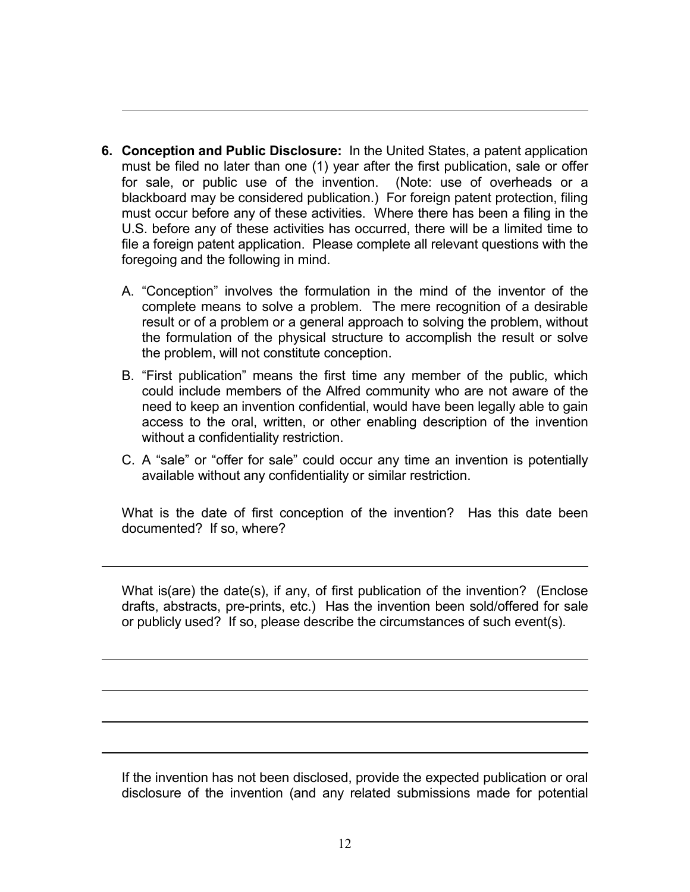**6. Conception and Public Disclosure:** In the United States, a patent application must be filed no later than one (1) year after the first publication, sale or offer for sale, or public use of the invention. (Note: use of overheads or a blackboard may be considered publication.) For foreign patent protection, filing must occur before any of these activities. Where there has been a filing in the U.S. before any of these activities has occurred, there will be a limited time to file a foreign patent application. Please complete all relevant questions with the foregoing and the following in mind.

A. "Conception" involves the formulation in the mind of the inventor of the complete means to solve a problem. The mere recognition of a desirable result or of a problem or a general approach to solving the problem, without the formulation of the physical structure to accomplish the result or solve the problem, will not constitute conception.

B. "First publication" means the first time any member of the public, which could include members of the Alfred community who are not aware of the need to keep an invention confidential, would have been legally able to gain access to the oral, written, or other enabling description of the invention without a confidentiality restriction.

C. A "sale" or "offer for sale" could occur any time an invention is potentially available without any confidentiality or similar restriction.

What is the date of first conception of the invention? Has this date been documented? If so, where?

What is(are) the date(s), if any, of first publication of the invention? (Enclose drafts, abstracts, pre-prints, etc.) Has the invention been sold/offered for sale or publicly used? If so, please describe the circumstances of such event(s).

If the invention has not been disclosed, provide the expected publication or oral disclosure of the invention (and any related submissions made for potential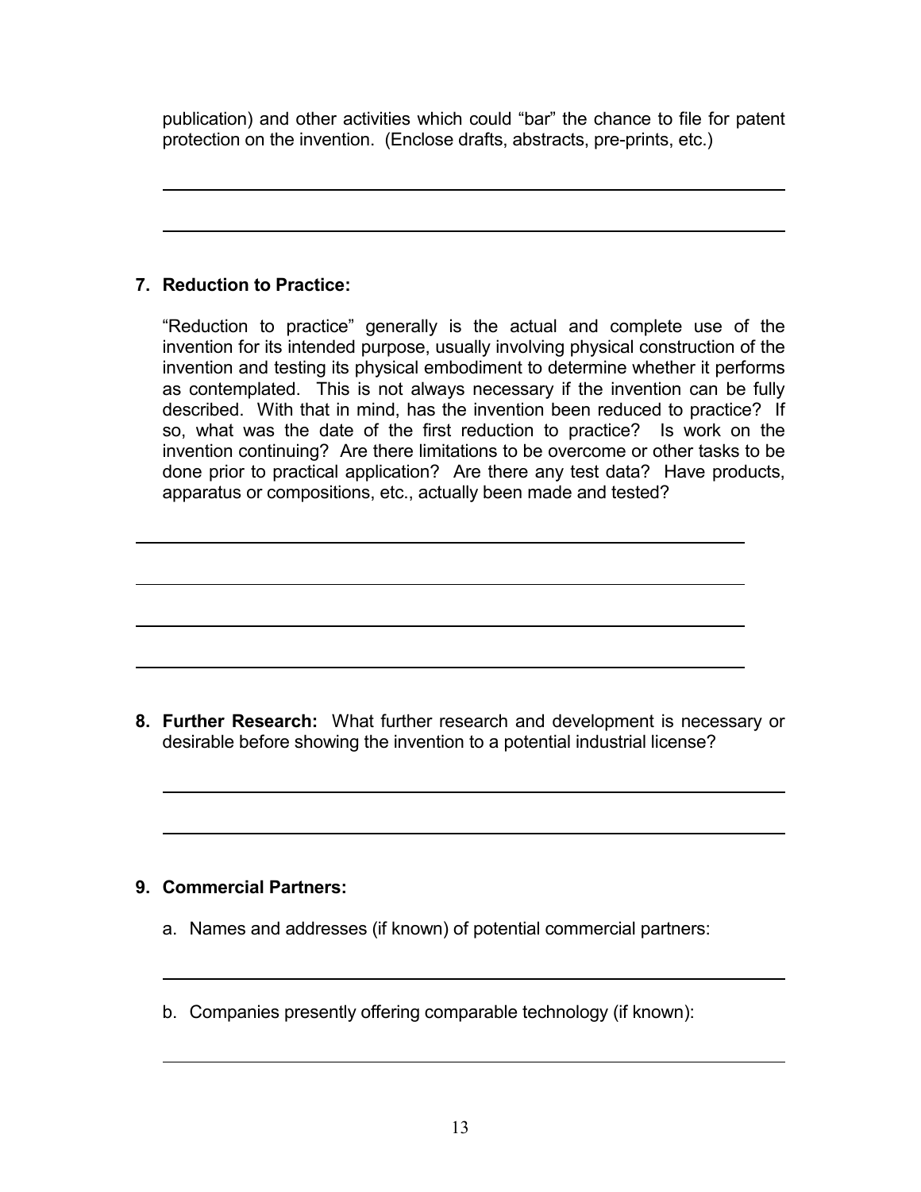publication) and other activities which could "bar" the chance to file for patent protection on the invention. (Enclose drafts, abstracts, pre-prints, etc.)

______________________________________________________________________

______________________________________________________________________

**7. Reduction to Practice:**

"Reduction to practice" generally is the actual and complete use of the invention for its intended purpose, usually involving physical construction of the invention and testing its physical embodiment to determine whether it performs as contemplated. This is not always necessary if the invention can be fully described. With that in mind, has the invention been reduced to practice? If so, what was the date of the first reduction to practice? Is work on the invention continuing? Are there limitations to be overcome or other tasks to be done prior to practical application? Are there any test data? Have products, apparatus or compositions, etc., actually been made and tested?

______________________________________________________________________

______________________________________________________________________

______________________________________________________________________

______________________________________________________________________

**8. Further Research:** What further research and development is necessary or desirable before showing the invention to a potential industrial license?

______________________________________________________________________

______________________________________________________________________

**9. Commercial Partners:**

a. Names and addresses (if known) of potential commercial partners:

______________________________________________________________________

b. Companies presently offering comparable technology (if known):

______________________________________________________________________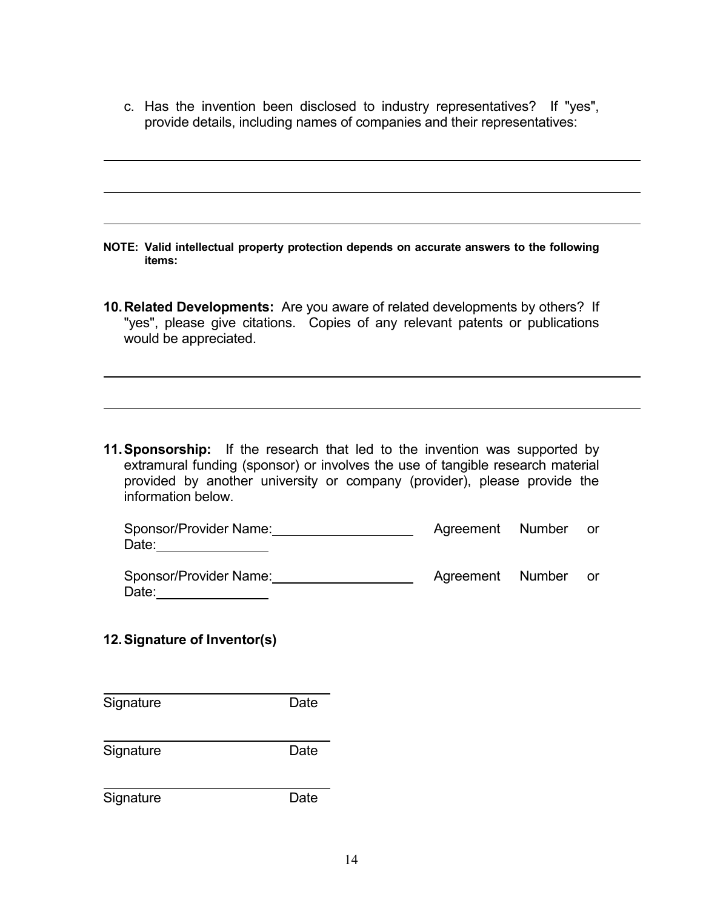c. Has the invention been disclosed to industry representatives? If "yes", provide details, including names of companies and their representatives:

______________________________________________________________________

______________________________________________________________________

______________________________________________________________________

**NOTE: Valid intellectual property protection depends on accurate answers to the following items:**

**10. Related Developments:** Are you aware of related developments by others? If "yes", please give citations. Copies of any relevant patents or publications would be appreciated.

______________________________________________________________________

______________________________________________________________________

**11. Sponsorship:** If the research that led to the invention was supported by extramural funding (sponsor) or involves the use of tangible research material provided by another university or company (provider), please provide the information below.

Sponsor/Provider Name:____________________ Agreement Number or Date:________________

Sponsor/Provider Name:____________________ Agreement Number or Date:________________

**12. Signature of Inventor(s)**

______________________________

Signature Date

______________________________

Signature Date

______________________________

Signature Date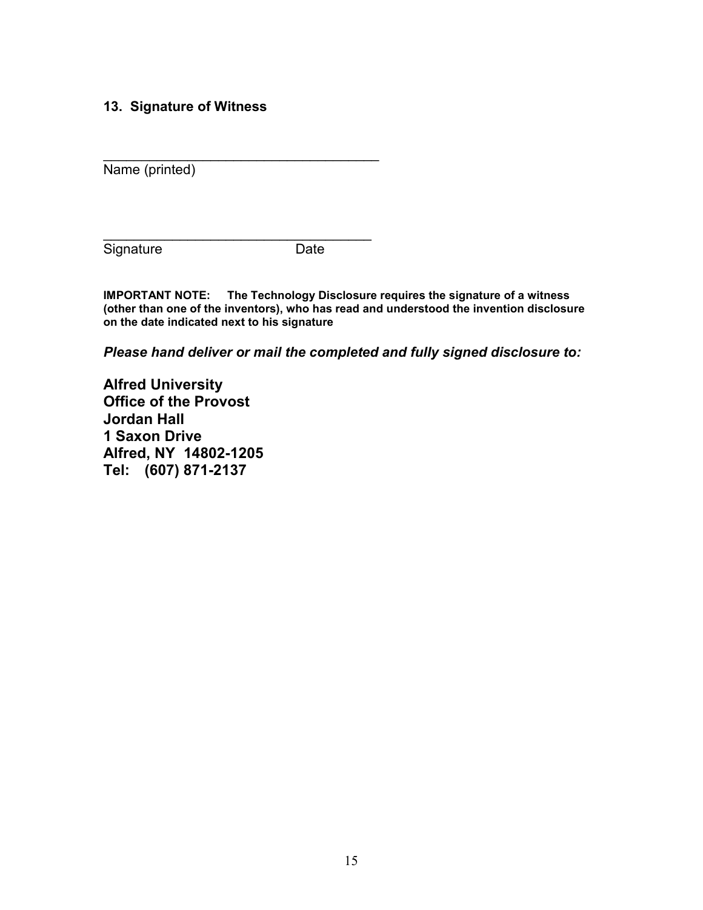**13. Signature of Witness**

_____________________________________
Name (printed)

_____________________________________
Signature                          Date

**IMPORTANT NOTE: The Technology Disclosure requires the signature of a witness (other than one of the inventors), who has read and understood the invention disclosure on the date indicated next to his signature**

***Please hand deliver or mail the completed and fully signed disclosure to:***

**Alfred University**
**Office of the Provost**
**Jordan Hall**
**1 Saxon Drive**
**Alfred, NY 14802-1205**
**Tel: (607) 871-2137**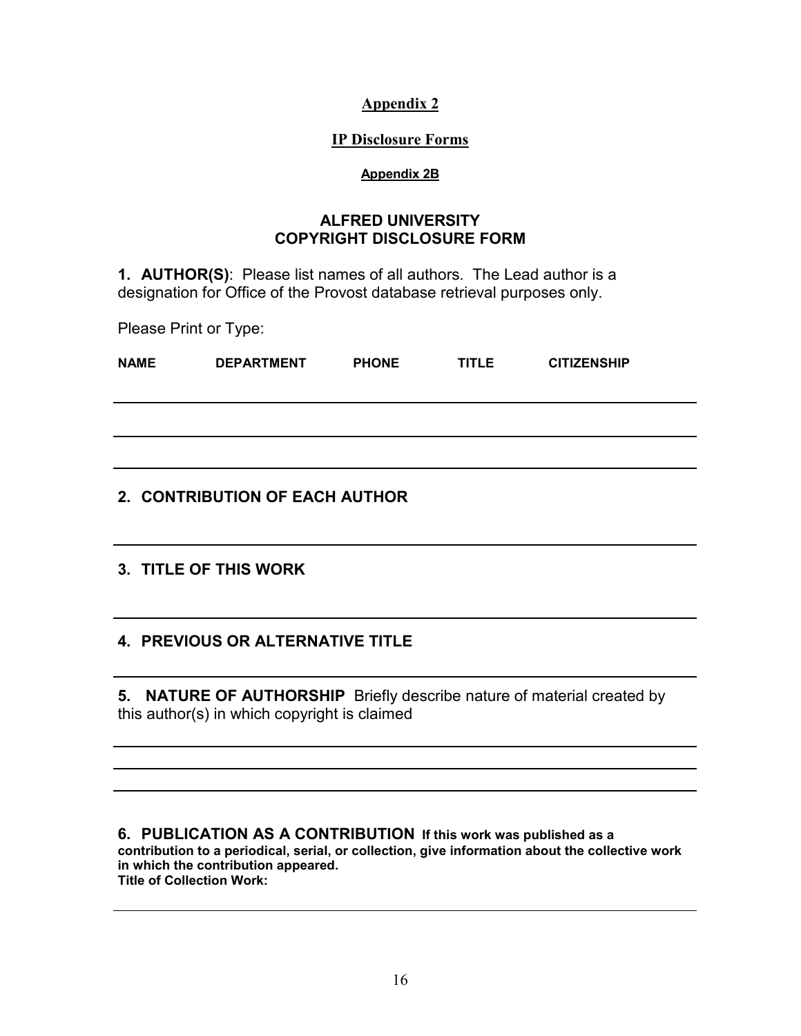## Appendix 2

## IP Disclosure Forms

### Appendix 2B

### ALFRED UNIVERSITY
### COPYRIGHT DISCLOSURE FORM

**1. AUTHOR(S)**: Please list names of all authors. The Lead author is a designation for Office of the Provost database retrieval purposes only.

Please Print or Type:

| NAME | DEPARTMENT | PHONE | TITLE | CITIZENSHIP |
|---|---|---|---|---|
| | | | | |
| | | | | |
| | | | | |

**2. CONTRIBUTION OF EACH AUTHOR**

---

**3. TITLE OF THIS WORK**

---

**4. PREVIOUS OR ALTERNATIVE TITLE**

---

**5. NATURE OF AUTHORSHIP** Briefly describe nature of material created by this author(s) in which copyright is claimed

---

---

---

**6. PUBLICATION AS A CONTRIBUTION If this work was published as a contribution to a periodical, serial, or collection, give information about the collective work in which the contribution appeared.**
**Title of Collection Work:**

---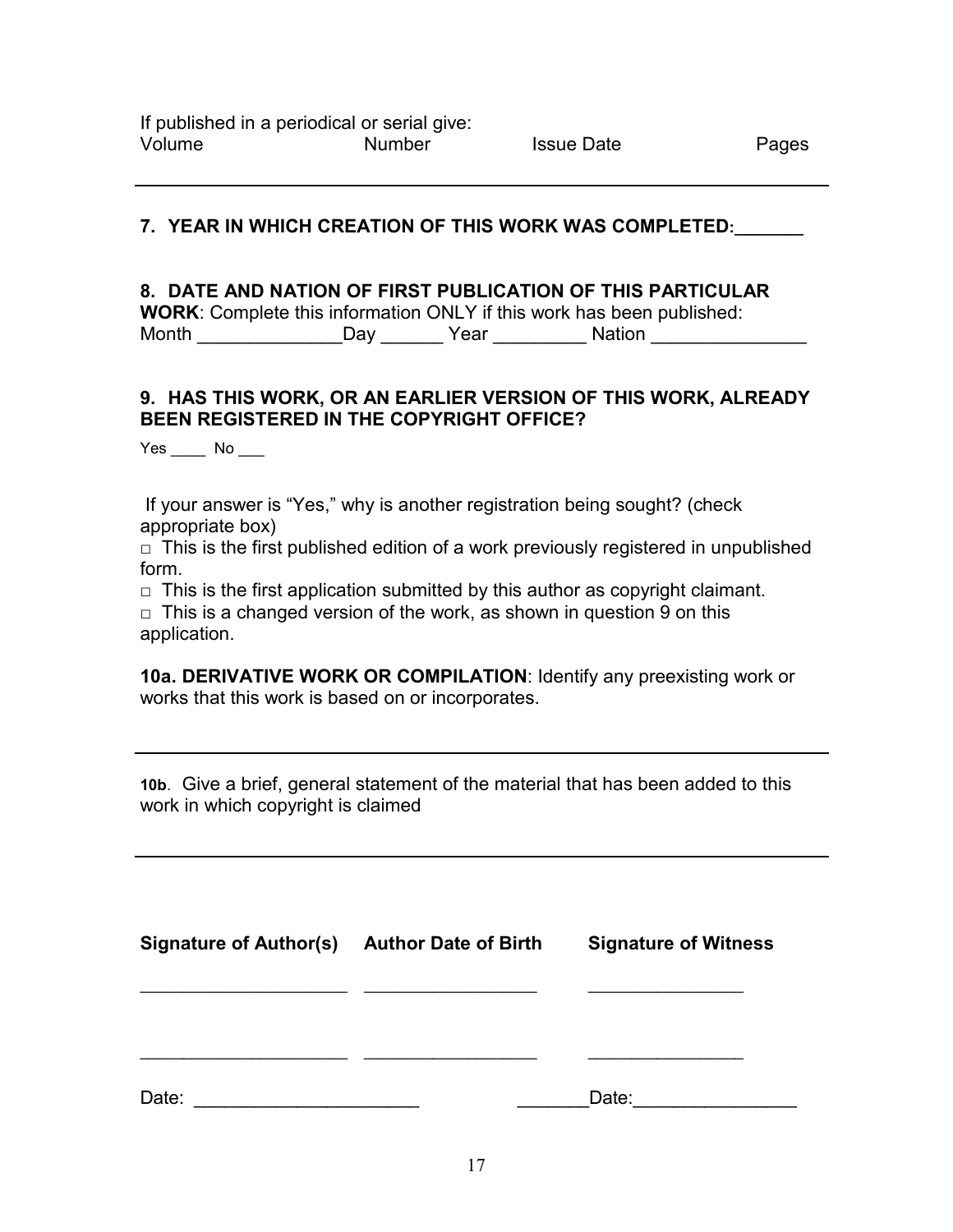If published in a periodical or serial give:
Volume Number Issue Date Pages

---

**7. YEAR IN WHICH CREATION OF THIS WORK WAS COMPLETED:_______**

**8. DATE AND NATION OF FIRST PUBLICATION OF THIS PARTICULAR WORK**: Complete this information ONLY if this work has been published:
Month ______________Day ______ Year _________ Nation _______________

**9. HAS THIS WORK, OR AN EARLIER VERSION OF THIS WORK, ALREADY BEEN REGISTERED IN THE COPYRIGHT OFFICE?**

Yes ____ No ___

If your answer is "Yes," why is another registration being sought? (check appropriate box)

□ This is the first published edition of a work previously registered in unpublished form.

□ This is the first application submitted by this author as copyright claimant.

□ This is a changed version of the work, as shown in question 9 on this application.

**10a. DERIVATIVE WORK OR COMPILATION**: Identify any preexisting work or works that this work is based on or incorporates.

---

**10b**. Give a brief, general statement of the material that has been added to this work in which copyright is claimed

---

| Signature of Author(s) | Author Date of Birth | Signature of Witness |
|---|---|---|
| ____________________ | _________________ | _______________ |
| ____________________ | _________________ | _______________ |

Date: _____________________ _______Date:________________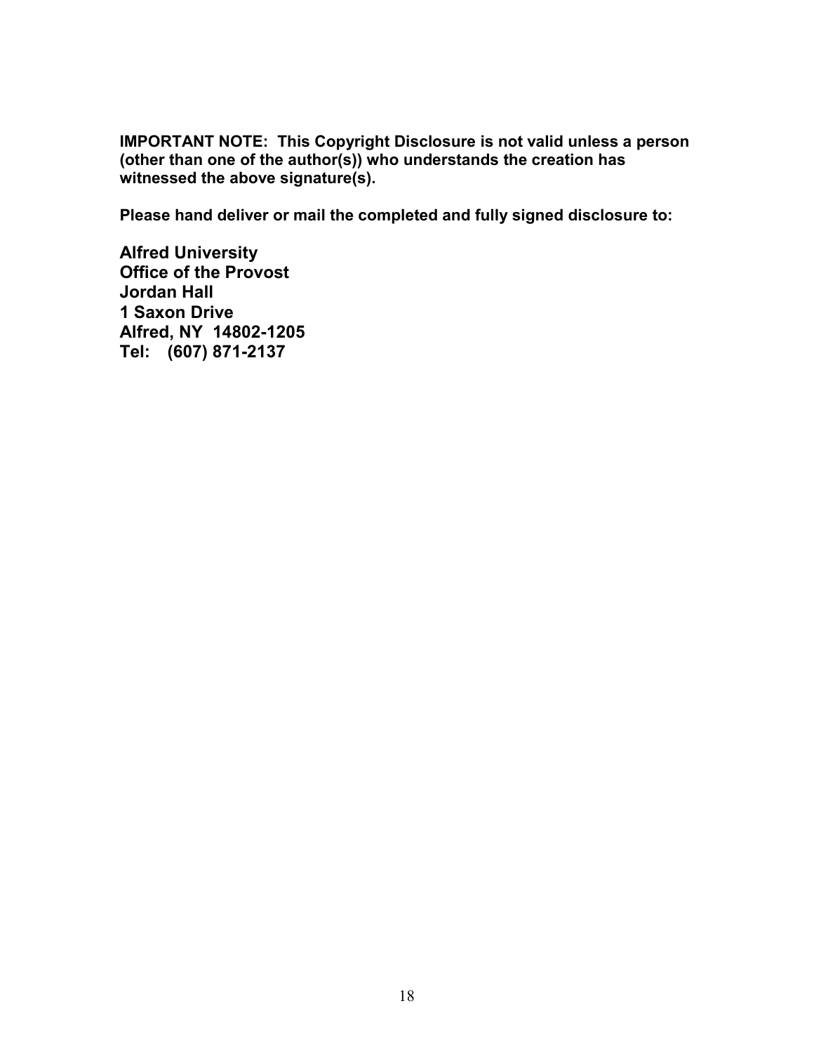**IMPORTANT NOTE: This Copyright Disclosure is not valid unless a person (other than one of the author(s)) who understands the creation has witnessed the above signature(s).**

**Please hand deliver or mail the completed and fully signed disclosure to:**

**Alfred University**  
**Office of the Provost**  
**Jordan Hall**  
**1 Saxon Drive**  
**Alfred, NY 14802-1205**  
**Tel: (607) 871-2137**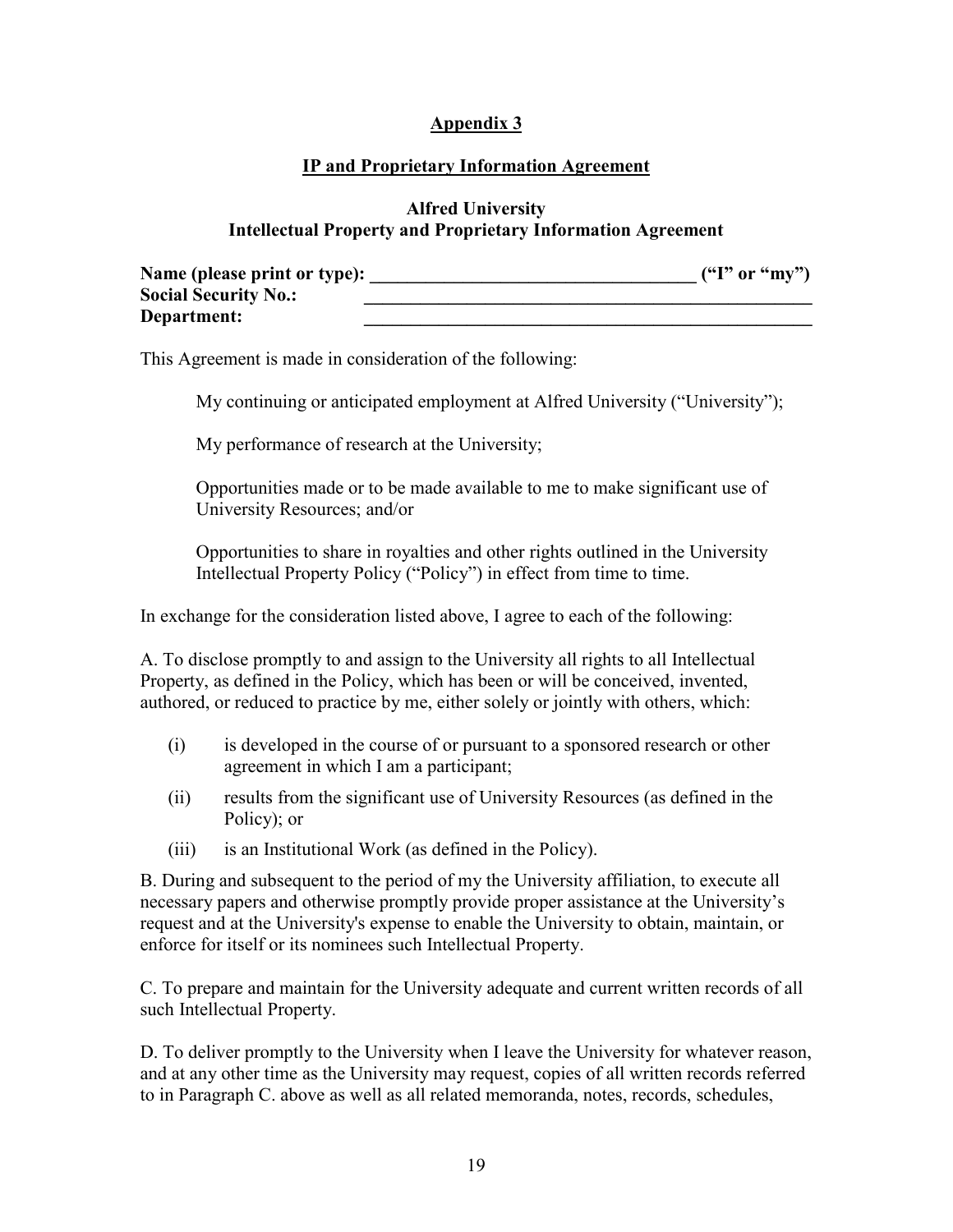## Appendix 3

### IP and Proprietary Information Agreement

### Alfred University
### Intellectual Property and Proprietary Information Agreement

**Name (please print or type): \_\_\_\_\_\_\_\_\_\_\_\_\_\_\_\_\_\_\_\_\_\_\_\_\_\_\_\_\_\_\_\_\_\_\_ ("I" or "my")**
**Social Security No.: \_\_\_\_\_\_\_\_\_\_\_\_\_\_\_\_\_\_\_\_\_\_\_\_\_\_\_\_\_\_\_\_\_\_\_\_\_\_\_\_\_\_\_\_\_\_\_**
**Department: \_\_\_\_\_\_\_\_\_\_\_\_\_\_\_\_\_\_\_\_\_\_\_\_\_\_\_\_\_\_\_\_\_\_\_\_\_\_\_\_\_\_\_\_\_\_\_**

This Agreement is made in consideration of the following:

My continuing or anticipated employment at Alfred University ("University");

My performance of research at the University;

Opportunities made or to be made available to me to make significant use of University Resources; and/or

Opportunities to share in royalties and other rights outlined in the University Intellectual Property Policy ("Policy") in effect from time to time.

In exchange for the consideration listed above, I agree to each of the following:

A. To disclose promptly to and assign to the University all rights to all Intellectual Property, as defined in the Policy, which has been or will be conceived, invented, authored, or reduced to practice by me, either solely or jointly with others, which:

- (i) is developed in the course of or pursuant to a sponsored research or other agreement in which I am a participant;
- (ii) results from the significant use of University Resources (as defined in the Policy); or
- (iii) is an Institutional Work (as defined in the Policy).

B. During and subsequent to the period of my the University affiliation, to execute all necessary papers and otherwise promptly provide proper assistance at the University's request and at the University's expense to enable the University to obtain, maintain, or enforce for itself or its nominees such Intellectual Property.

C. To prepare and maintain for the University adequate and current written records of all such Intellectual Property.

D. To deliver promptly to the University when I leave the University for whatever reason, and at any other time as the University may request, copies of all written records referred to in Paragraph C. above as well as all related memoranda, notes, records, schedules,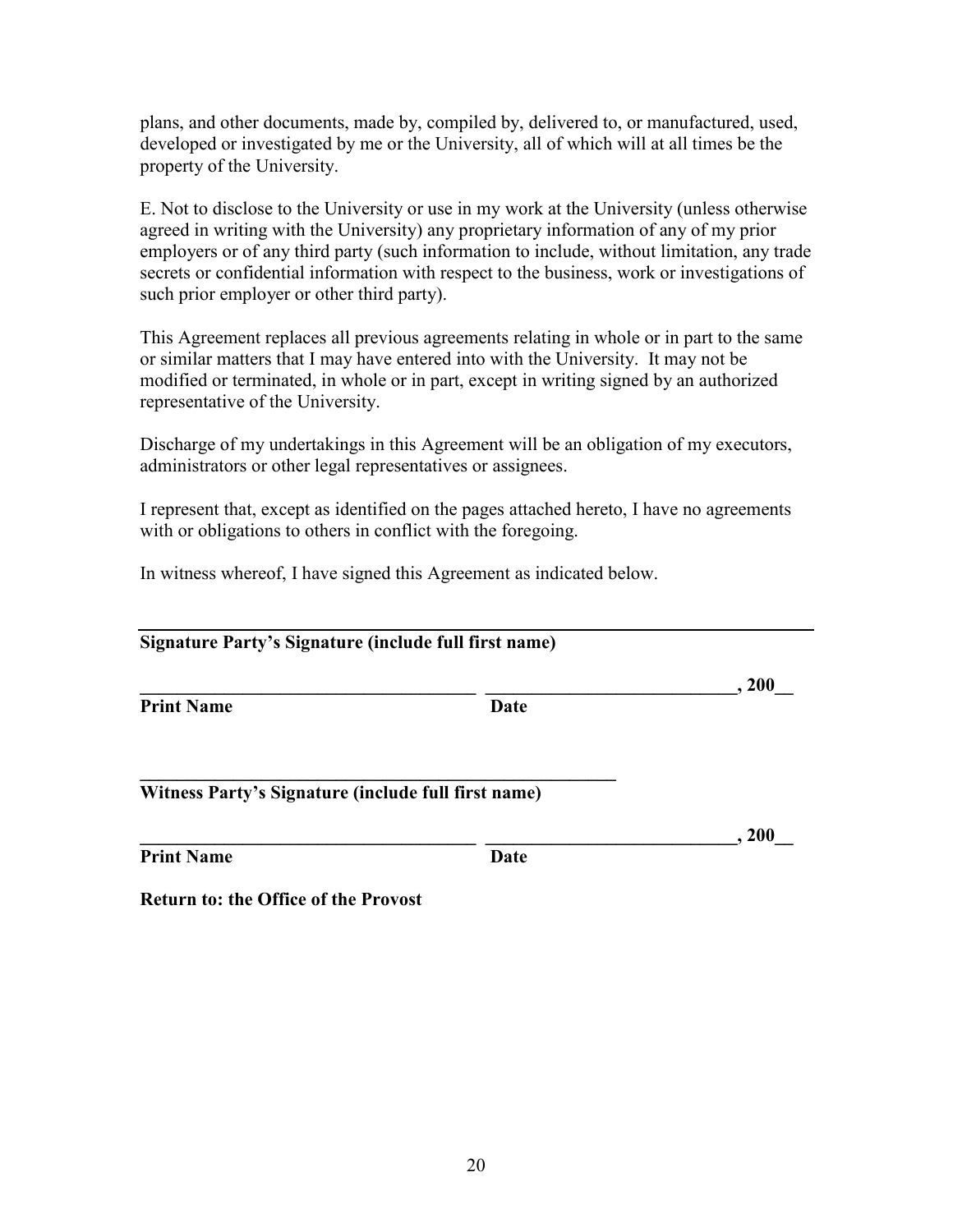plans, and other documents, made by, compiled by, delivered to, or manufactured, used, developed or investigated by me or the University, all of which will at all times be the property of the University.

E. Not to disclose to the University or use in my work at the University (unless otherwise agreed in writing with the University) any proprietary information of any of my prior employers or of any third party (such information to include, without limitation, any trade secrets or confidential information with respect to the business, work or investigations of such prior employer or other third party).

This Agreement replaces all previous agreements relating in whole or in part to the same or similar matters that I may have entered into with the University. It may not be modified or terminated, in whole or in part, except in writing signed by an authorized representative of the University.

Discharge of my undertakings in this Agreement will be an obligation of my executors, administrators or other legal representatives or assignees.

I represent that, except as identified on the pages attached hereto, I have no agreements with or obligations to others in conflict with the foregoing.

In witness whereof, I have signed this Agreement as indicated below.

______________________________________________________________________

**Signature Party's Signature (include full first name)**

**____________________________________ ___________________________, 200__**

**Print Name** **Date**

**_____________________________________________________**

**Witness Party's Signature (include full first name)**

**____________________________________ ___________________________, 200__**

**Print Name** **Date**

**Return to: the Office of the Provost**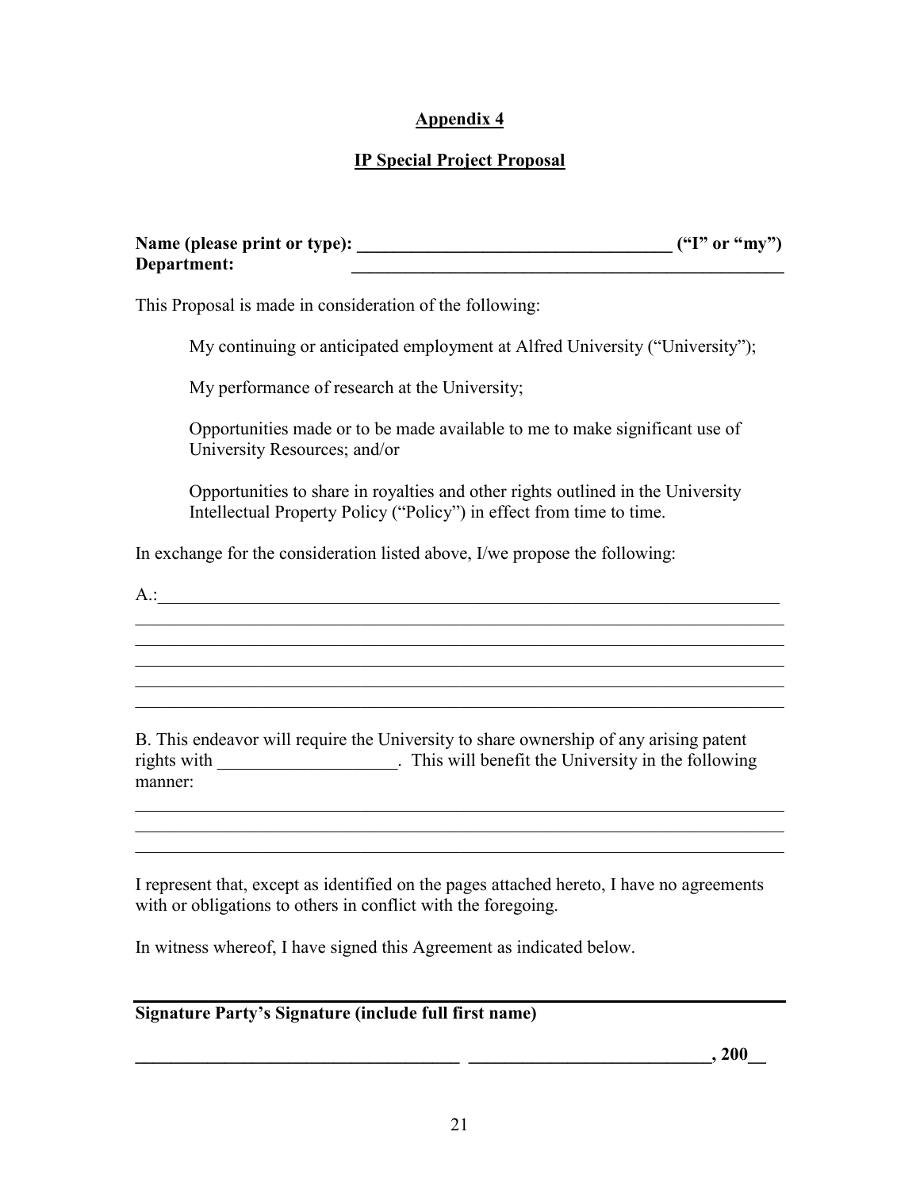## Appendix 4

## IP Special Project Proposal

**Name (please print or type): ___________________________________ ("I" or "my")**
**Department: _______________________________________________**

This Proposal is made in consideration of the following:

My continuing or anticipated employment at Alfred University ("University");

My performance of research at the University;

Opportunities made or to be made available to me to make significant use of University Resources; and/or

Opportunities to share in royalties and other rights outlined in the University Intellectual Property Policy ("Policy") in effect from time to time.

In exchange for the consideration listed above, I/we propose the following:

A.:___________________________________________________________________________
______________________________________________________________________________
______________________________________________________________________________
______________________________________________________________________________
______________________________________________________________________________
______________________________________________________________________________

B. This endeavor will require the University to share ownership of any arising patent rights with ____________________. This will benefit the University in the following manner:

______________________________________________________________________________
______________________________________________________________________________
______________________________________________________________________________

I represent that, except as identified on the pages attached hereto, I have no agreements with or obligations to others in conflict with the foregoing.

In witness whereof, I have signed this Agreement as indicated below.

______________________________________________________________________________
**Signature Party's Signature (include full first name)**

**____________________________________ ___________________________, 200__**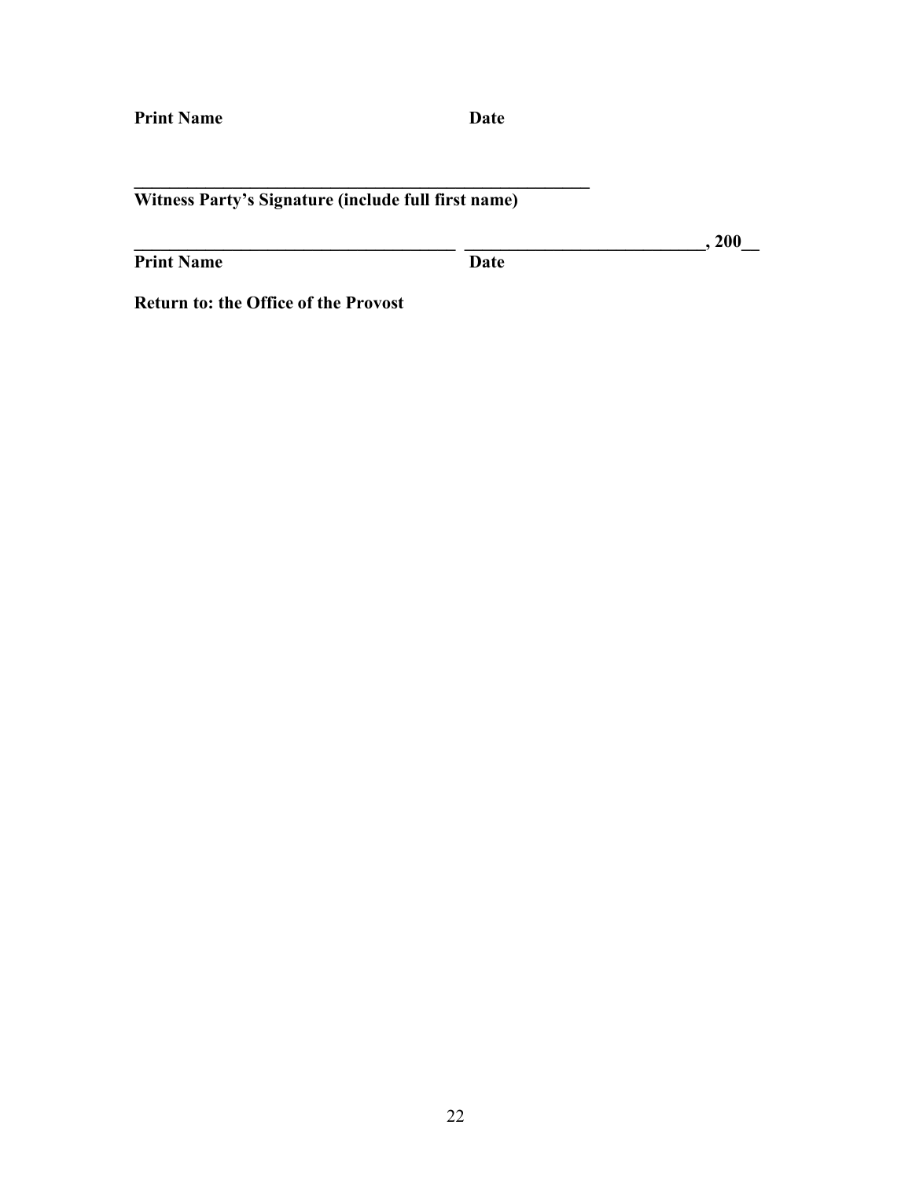**Print Name** **Date**

**\_\_\_\_\_\_\_\_\_\_\_\_\_\_\_\_\_\_\_\_\_\_\_\_\_\_\_\_\_\_\_\_\_\_\_\_\_\_\_\_\_\_\_\_\_\_\_\_\_\_\_**
**Witness Party's Signature (include full first name)**

**\_\_\_\_\_\_\_\_\_\_\_\_\_\_\_\_\_\_\_\_\_\_\_\_\_\_\_\_\_\_\_\_\_\_\_\_\_ \_\_\_\_\_\_\_\_\_\_\_\_\_\_\_\_\_\_\_\_\_\_\_\_\_\_\_\_, 200\_\_**
**Print Name** **Date**

**Return to: the Office of the Provost**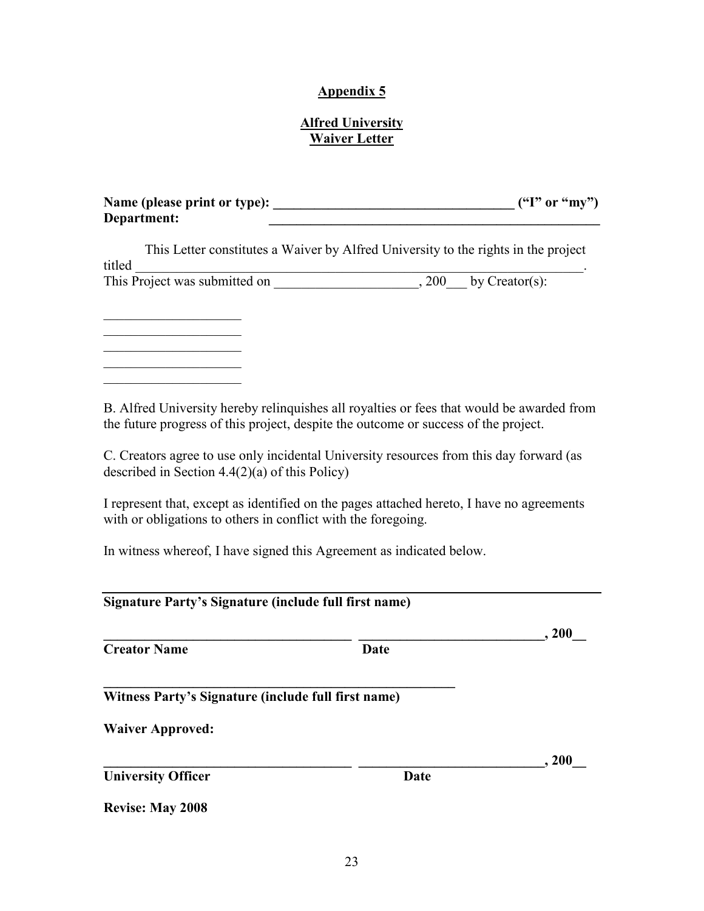**Appendix 5**

**Alfred University**
**Waiver Letter**

**Name (please print or type): ___________________________________ ("I" or "my")**
**Department: ________________________________________________**

This Letter constitutes a Waiver by Alfred University to the rights in the project titled ____________________________________________________________________.
This Project was submitted on ____________________, 200___ by Creator(s):

____________________
____________________
____________________
____________________
____________________

B. Alfred University hereby relinquishes all royalties or fees that would be awarded from the future progress of this project, despite the outcome or success of the project.

C. Creators agree to use only incidental University resources from this day forward (as described in Section 4.4(2)(a) of this Policy)

I represent that, except as identified on the pages attached hereto, I have no agreements with or obligations to others in conflict with the foregoing.

In witness whereof, I have signed this Agreement as indicated below.

______________________________________________________________________
**Signature Party's Signature (include full first name)**

**_____________________________________ ___________________________, 200__**
**Creator Name Date**

**_____________________________________________________**
**Witness Party's Signature (include full first name)**

**Waiver Approved:**

**_____________________________________ ___________________________, 200__**
**University Officer Date**

**Revise: May 2008**